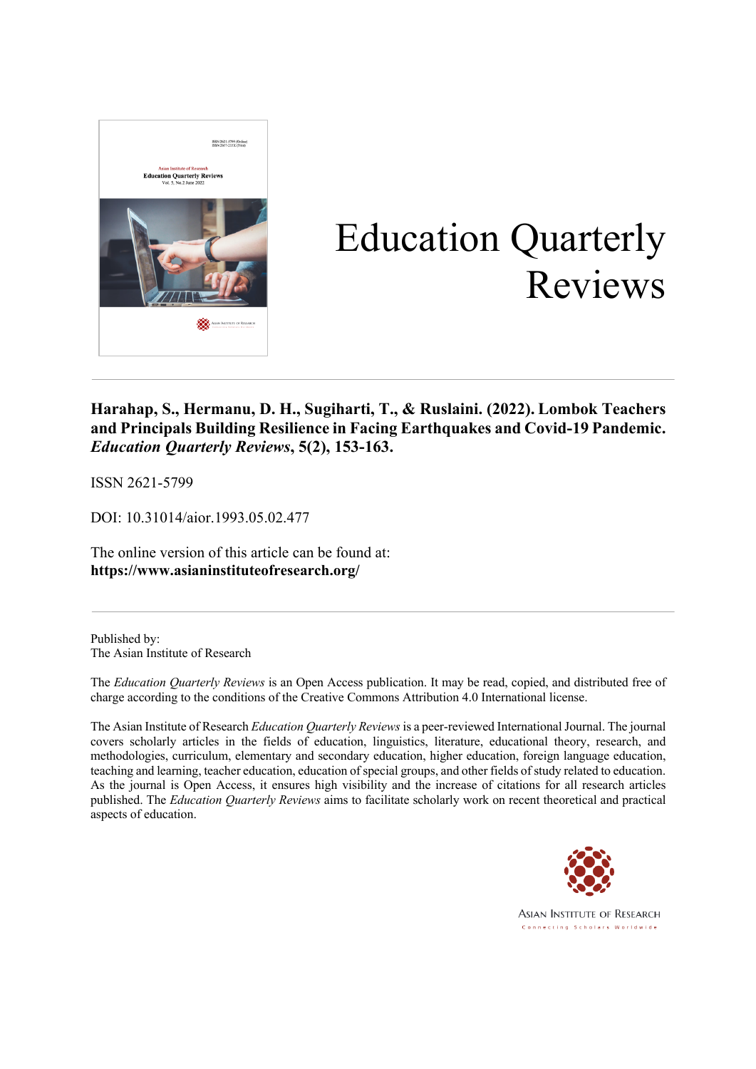# Education Quarterly Reviews

**Harahap, S., Hermanu, D. H., Sugiharti, T., & Ruslaini. (2022). Lombok Teachers and Principals Building Resilience in Facing Earthquakes and Covid-19 Pandemic. *Education Quarterly Reviews*, 5(2), 153-163.**

ISSN 2621-5799

DOI: 10.31014/aior.1993.05.02.477

The online version of this article can be found at:
**https://www.asianinstituteofresearch.org/**

Published by:
The Asian Institute of Research

The *Education Quarterly Reviews* is an Open Access publication. It may be read, copied, and distributed free of charge according to the conditions of the Creative Commons Attribution 4.0 International license.

The Asian Institute of Research *Education Quarterly Reviews* is a peer-reviewed International Journal. The journal covers scholarly articles in the fields of education, linguistics, literature, educational theory, research, and methodologies, curriculum, elementary and secondary education, higher education, foreign language education, teaching and learning, teacher education, education of special groups, and other fields of study related to education. As the journal is Open Access, it ensures high visibility and the increase of citations for all research articles published. The *Education Quarterly Reviews* aims to facilitate scholarly work on recent theoretical and practical aspects of education.

ASIAN INSTITUTE OF RESEARCH
Connecting Scholars Worldwide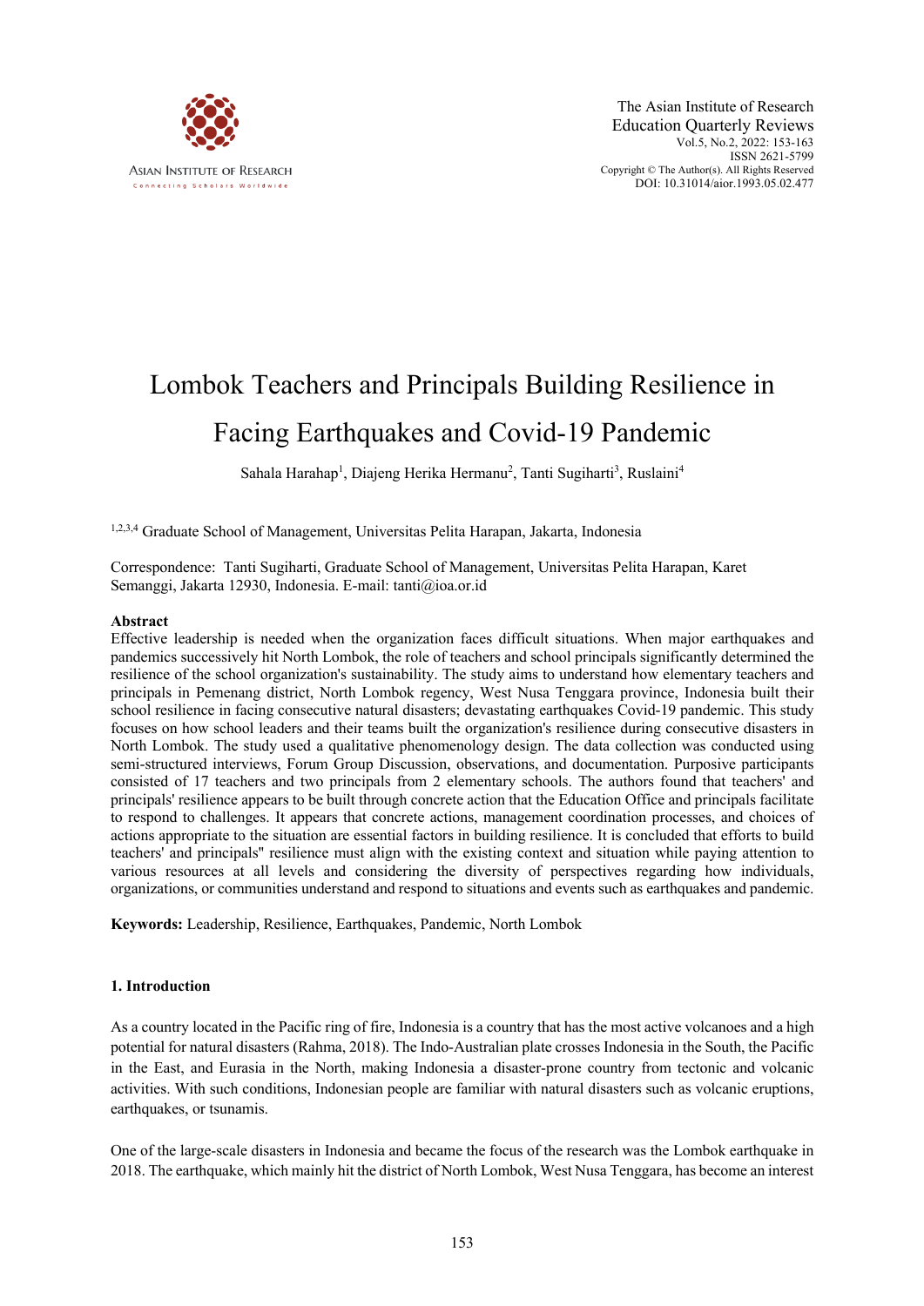# Lombok Teachers and Principals Building Resilience in Facing Earthquakes and Covid-19 Pandemic

Sahala Harahap[1], Diajeng Herika Hermanu[2], Tanti Sugiharti[3], Ruslaini[4]

[1,2,3,4] Graduate School of Management, Universitas Pelita Harapan, Jakarta, Indonesia

Correspondence: Tanti Sugiharti, Graduate School of Management, Universitas Pelita Harapan, Karet Semanggi, Jakarta 12930, Indonesia. E-mail: tanti@ioa.or.id

### Abstract

Effective leadership is needed when the organization faces difficult situations. When major earthquakes and pandemics successively hit North Lombok, the role of teachers and school principals significantly determined the resilience of the school organization's sustainability. The study aims to understand how elementary teachers and principals in Pemenang district, North Lombok regency, West Nusa Tenggara province, Indonesia built their school resilience in facing consecutive natural disasters; devastating earthquakes Covid-19 pandemic. This study focuses on how school leaders and their teams built the organization's resilience during consecutive disasters in North Lombok. The study used a qualitative phenomenology design. The data collection was conducted using semi-structured interviews, Forum Group Discussion, observations, and documentation. Purposive participants consisted of 17 teachers and two principals from 2 elementary schools. The authors found that teachers' and principals' resilience appears to be built through concrete action that the Education Office and principals facilitate to respond to challenges. It appears that concrete actions, management coordination processes, and choices of actions appropriate to the situation are essential factors in building resilience. It is concluded that efforts to build teachers' and principals'' resilience must align with the existing context and situation while paying attention to various resources at all levels and considering the diversity of perspectives regarding how individuals, organizations, or communities understand and respond to situations and events such as earthquakes and pandemic.

**Keywords:** Leadership, Resilience, Earthquakes, Pandemic, North Lombok

### 1. Introduction

As a country located in the Pacific ring of fire, Indonesia is a country that has the most active volcanoes and a high potential for natural disasters (Rahma, 2018). The Indo-Australian plate crosses Indonesia in the South, the Pacific in the East, and Eurasia in the North, making Indonesia a disaster-prone country from tectonic and volcanic activities. With such conditions, Indonesian people are familiar with natural disasters such as volcanic eruptions, earthquakes, or tsunamis.

One of the large-scale disasters in Indonesia and became the focus of the research was the Lombok earthquake in 2018. The earthquake, which mainly hit the district of North Lombok, West Nusa Tenggara, has become an interest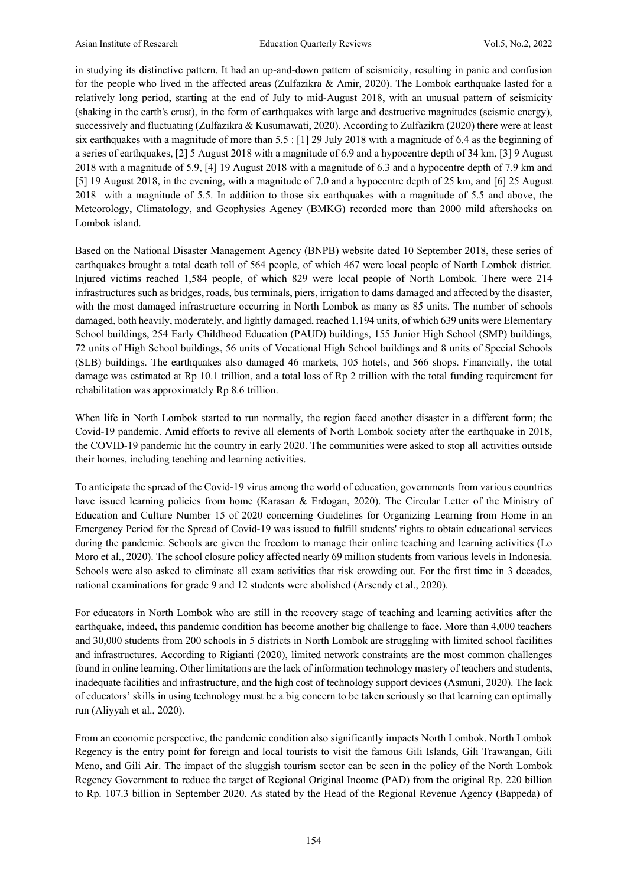in studying its distinctive pattern. It had an up-and-down pattern of seismicity, resulting in panic and confusion for the people who lived in the affected areas (Zulfazikra & Amir, 2020). The Lombok earthquake lasted for a relatively long period, starting at the end of July to mid-August 2018, with an unusual pattern of seismicity (shaking in the earth's crust), in the form of earthquakes with large and destructive magnitudes (seismic energy), successively and fluctuating (Zulfazikra & Kusumawati, 2020). According to Zulfazikra (2020) there were at least six earthquakes with a magnitude of more than 5.5 : [1] 29 July 2018 with a magnitude of 6.4 as the beginning of a series of earthquakes, [2] 5 August 2018 with a magnitude of 6.9 and a hypocentre depth of 34 km, [3] 9 August 2018 with a magnitude of 5.9, [4] 19 August 2018 with a magnitude of 6.3 and a hypocentre depth of 7.9 km and [5] 19 August 2018, in the evening, with a magnitude of 7.0 and a hypocentre depth of 25 km, and [6] 25 August 2018 with a magnitude of 5.5. In addition to those six earthquakes with a magnitude of 5.5 and above, the Meteorology, Climatology, and Geophysics Agency (BMKG) recorded more than 2000 mild aftershocks on Lombok island.

Based on the National Disaster Management Agency (BNPB) website dated 10 September 2018, these series of earthquakes brought a total death toll of 564 people, of which 467 were local people of North Lombok district. Injured victims reached 1,584 people, of which 829 were local people of North Lombok. There were 214 infrastructures such as bridges, roads, bus terminals, piers, irrigation to dams damaged and affected by the disaster, with the most damaged infrastructure occurring in North Lombok as many as 85 units. The number of schools damaged, both heavily, moderately, and lightly damaged, reached 1,194 units, of which 639 units were Elementary School buildings, 254 Early Childhood Education (PAUD) buildings, 155 Junior High School (SMP) buildings, 72 units of High School buildings, 56 units of Vocational High School buildings and 8 units of Special Schools (SLB) buildings. The earthquakes also damaged 46 markets, 105 hotels, and 566 shops. Financially, the total damage was estimated at Rp 10.1 trillion, and a total loss of Rp 2 trillion with the total funding requirement for rehabilitation was approximately Rp 8.6 trillion.

When life in North Lombok started to run normally, the region faced another disaster in a different form; the Covid-19 pandemic. Amid efforts to revive all elements of North Lombok society after the earthquake in 2018, the COVID-19 pandemic hit the country in early 2020. The communities were asked to stop all activities outside their homes, including teaching and learning activities.

To anticipate the spread of the Covid-19 virus among the world of education, governments from various countries have issued learning policies from home (Karasan & Erdogan, 2020). The Circular Letter of the Ministry of Education and Culture Number 15 of 2020 concerning Guidelines for Organizing Learning from Home in an Emergency Period for the Spread of Covid-19 was issued to fulfill students' rights to obtain educational services during the pandemic. Schools are given the freedom to manage their online teaching and learning activities (Lo Moro et al., 2020). The school closure policy affected nearly 69 million students from various levels in Indonesia. Schools were also asked to eliminate all exam activities that risk crowding out. For the first time in 3 decades, national examinations for grade 9 and 12 students were abolished (Arsendy et al., 2020).

For educators in North Lombok who are still in the recovery stage of teaching and learning activities after the earthquake, indeed, this pandemic condition has become another big challenge to face. More than 4,000 teachers and 30,000 students from 200 schools in 5 districts in North Lombok are struggling with limited school facilities and infrastructures. According to Rigianti (2020), limited network constraints are the most common challenges found in online learning. Other limitations are the lack of information technology mastery of teachers and students, inadequate facilities and infrastructure, and the high cost of technology support devices (Asmuni, 2020). The lack of educators' skills in using technology must be a big concern to be taken seriously so that learning can optimally run (Aliyyah et al., 2020).

From an economic perspective, the pandemic condition also significantly impacts North Lombok. North Lombok Regency is the entry point for foreign and local tourists to visit the famous Gili Islands, Gili Trawangan, Gili Meno, and Gili Air. The impact of the sluggish tourism sector can be seen in the policy of the North Lombok Regency Government to reduce the target of Regional Original Income (PAD) from the original Rp. 220 billion to Rp. 107.3 billion in September 2020. As stated by the Head of the Regional Revenue Agency (Bappeda) of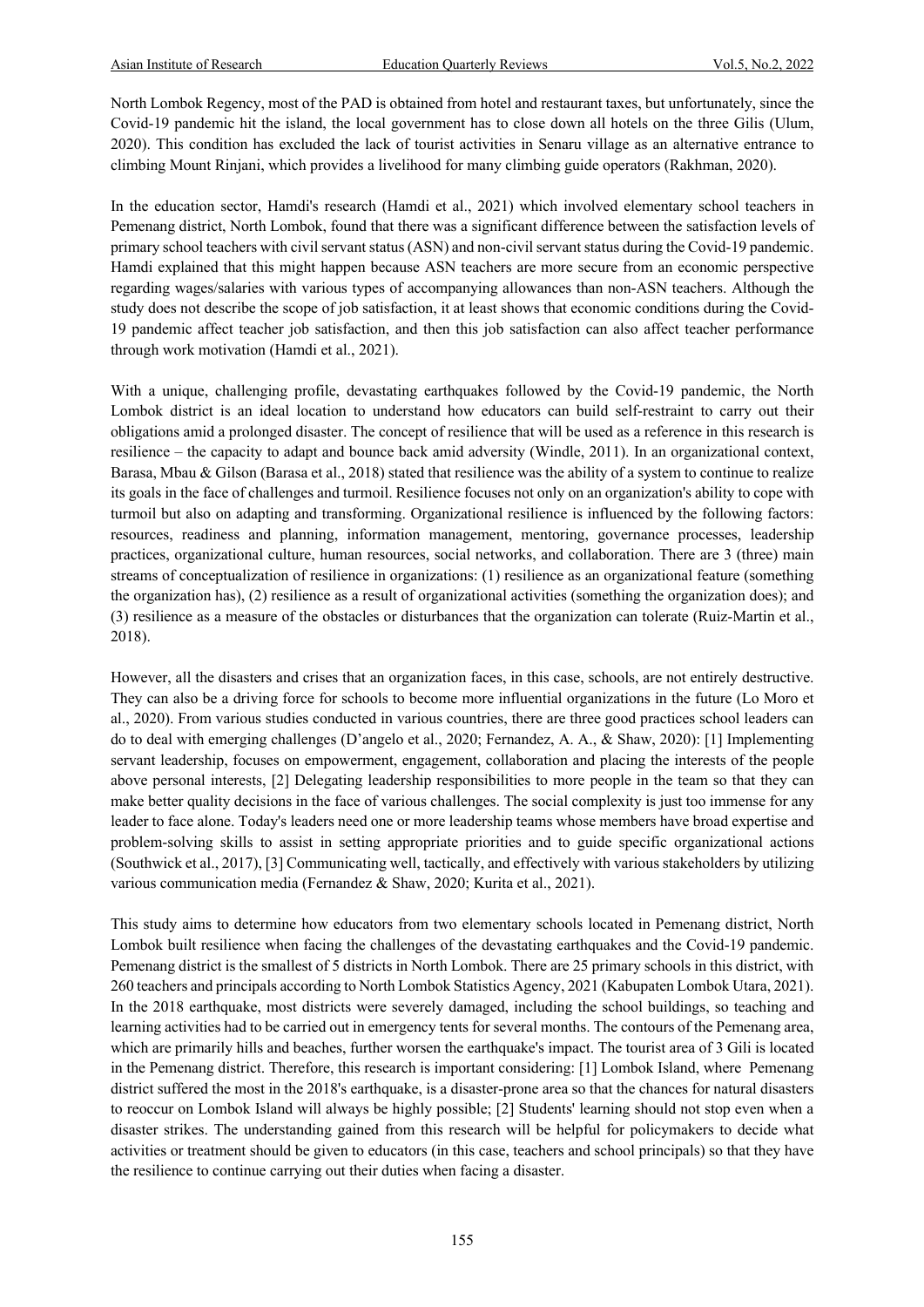North Lombok Regency, most of the PAD is obtained from hotel and restaurant taxes, but unfortunately, since the Covid-19 pandemic hit the island, the local government has to close down all hotels on the three Gilis (Ulum, 2020). This condition has excluded the lack of tourist activities in Senaru village as an alternative entrance to climbing Mount Rinjani, which provides a livelihood for many climbing guide operators (Rakhman, 2020).

In the education sector, Hamdi's research (Hamdi et al., 2021) which involved elementary school teachers in Pemenang district, North Lombok, found that there was a significant difference between the satisfaction levels of primary school teachers with civil servant status (ASN) and non-civil servant status during the Covid-19 pandemic. Hamdi explained that this might happen because ASN teachers are more secure from an economic perspective regarding wages/salaries with various types of accompanying allowances than non-ASN teachers. Although the study does not describe the scope of job satisfaction, it at least shows that economic conditions during the Covid-19 pandemic affect teacher job satisfaction, and then this job satisfaction can also affect teacher performance through work motivation (Hamdi et al., 2021).

With a unique, challenging profile, devastating earthquakes followed by the Covid-19 pandemic, the North Lombok district is an ideal location to understand how educators can build self-restraint to carry out their obligations amid a prolonged disaster. The concept of resilience that will be used as a reference in this research is resilience – the capacity to adapt and bounce back amid adversity (Windle, 2011). In an organizational context, Barasa, Mbau & Gilson (Barasa et al., 2018) stated that resilience was the ability of a system to continue to realize its goals in the face of challenges and turmoil. Resilience focuses not only on an organization's ability to cope with turmoil but also on adapting and transforming. Organizational resilience is influenced by the following factors: resources, readiness and planning, information management, mentoring, governance processes, leadership practices, organizational culture, human resources, social networks, and collaboration. There are 3 (three) main streams of conceptualization of resilience in organizations: (1) resilience as an organizational feature (something the organization has), (2) resilience as a result of organizational activities (something the organization does); and (3) resilience as a measure of the obstacles or disturbances that the organization can tolerate (Ruiz-Martin et al., 2018).

However, all the disasters and crises that an organization faces, in this case, schools, are not entirely destructive. They can also be a driving force for schools to become more influential organizations in the future (Lo Moro et al., 2020). From various studies conducted in various countries, there are three good practices school leaders can do to deal with emerging challenges (D'angelo et al., 2020; Fernandez, A. A., & Shaw, 2020): [1] Implementing servant leadership, focuses on empowerment, engagement, collaboration and placing the interests of the people above personal interests, [2] Delegating leadership responsibilities to more people in the team so that they can make better quality decisions in the face of various challenges. The social complexity is just too immense for any leader to face alone. Today's leaders need one or more leadership teams whose members have broad expertise and problem-solving skills to assist in setting appropriate priorities and to guide specific organizational actions (Southwick et al., 2017), [3] Communicating well, tactically, and effectively with various stakeholders by utilizing various communication media (Fernandez & Shaw, 2020; Kurita et al., 2021).

This study aims to determine how educators from two elementary schools located in Pemenang district, North Lombok built resilience when facing the challenges of the devastating earthquakes and the Covid-19 pandemic. Pemenang district is the smallest of 5 districts in North Lombok. There are 25 primary schools in this district, with 260 teachers and principals according to North Lombok Statistics Agency, 2021 (Kabupaten Lombok Utara, 2021). In the 2018 earthquake, most districts were severely damaged, including the school buildings, so teaching and learning activities had to be carried out in emergency tents for several months. The contours of the Pemenang area, which are primarily hills and beaches, further worsen the earthquake's impact. The tourist area of 3 Gili is located in the Pemenang district. Therefore, this research is important considering: [1] Lombok Island, where Pemenang district suffered the most in the 2018's earthquake, is a disaster-prone area so that the chances for natural disasters to reoccur on Lombok Island will always be highly possible; [2] Students' learning should not stop even when a disaster strikes. The understanding gained from this research will be helpful for policymakers to decide what activities or treatment should be given to educators (in this case, teachers and school principals) so that they have the resilience to continue carrying out their duties when facing a disaster.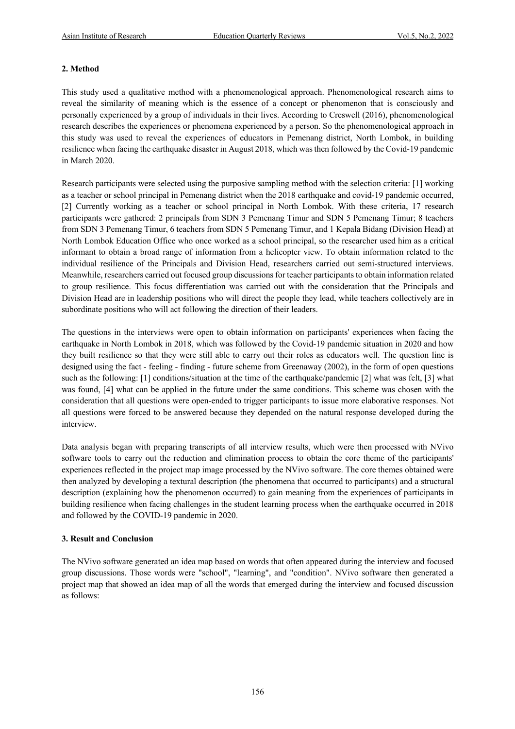## 2. Method

This study used a qualitative method with a phenomenological approach. Phenomenological research aims to reveal the similarity of meaning which is the essence of a concept or phenomenon that is consciously and personally experienced by a group of individuals in their lives. According to Creswell (2016), phenomenological research describes the experiences or phenomena experienced by a person. So the phenomenological approach in this study was used to reveal the experiences of educators in Pemenang district, North Lombok, in building resilience when facing the earthquake disaster in August 2018, which was then followed by the Covid-19 pandemic in March 2020.

Research participants were selected using the purposive sampling method with the selection criteria: [1] working as a teacher or school principal in Pemenang district when the 2018 earthquake and covid-19 pandemic occurred, [2] Currently working as a teacher or school principal in North Lombok. With these criteria, 17 research participants were gathered: 2 principals from SDN 3 Pemenang Timur and SDN 5 Pemenang Timur; 8 teachers from SDN 3 Pemenang Timur, 6 teachers from SDN 5 Pemenang Timur, and 1 Kepala Bidang (Division Head) at North Lombok Education Office who once worked as a school principal, so the researcher used him as a critical informant to obtain a broad range of information from a helicopter view. To obtain information related to the individual resilience of the Principals and Division Head, researchers carried out semi-structured interviews. Meanwhile, researchers carried out focused group discussions for teacher participants to obtain information related to group resilience. This focus differentiation was carried out with the consideration that the Principals and Division Head are in leadership positions who will direct the people they lead, while teachers collectively are in subordinate positions who will act following the direction of their leaders.

The questions in the interviews were open to obtain information on participants' experiences when facing the earthquake in North Lombok in 2018, which was followed by the Covid-19 pandemic situation in 2020 and how they built resilience so that they were still able to carry out their roles as educators well. The question line is designed using the fact - feeling - finding - future scheme from Greenaway (2002), in the form of open questions such as the following: [1] conditions/situation at the time of the earthquake/pandemic [2] what was felt, [3] what was found, [4] what can be applied in the future under the same conditions. This scheme was chosen with the consideration that all questions were open-ended to trigger participants to issue more elaborative responses. Not all questions were forced to be answered because they depended on the natural response developed during the interview.

Data analysis began with preparing transcripts of all interview results, which were then processed with NVivo software tools to carry out the reduction and elimination process to obtain the core theme of the participants' experiences reflected in the project map image processed by the NVivo software. The core themes obtained were then analyzed by developing a textural description (the phenomena that occurred to participants) and a structural description (explaining how the phenomenon occurred) to gain meaning from the experiences of participants in building resilience when facing challenges in the student learning process when the earthquake occurred in 2018 and followed by the COVID-19 pandemic in 2020.

## 3. Result and Conclusion

The NVivo software generated an idea map based on words that often appeared during the interview and focused group discussions. Those words were "school", "learning", and "condition". NVivo software then generated a project map that showed an idea map of all the words that emerged during the interview and focused discussion as follows: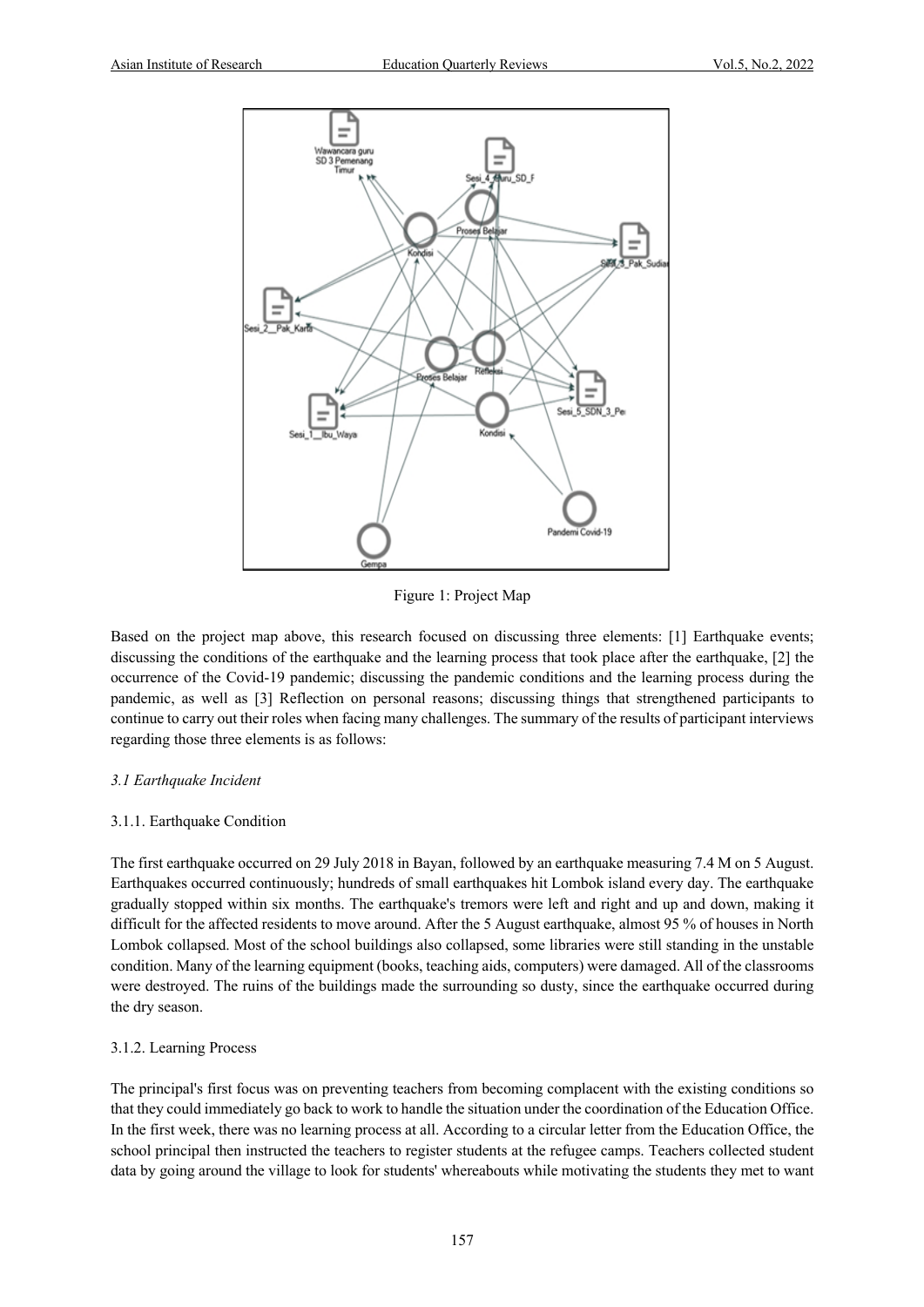Figure 1: Project Map

Based on the project map above, this research focused on discussing three elements: [1] Earthquake events; discussing the conditions of the earthquake and the learning process that took place after the earthquake, [2] the occurrence of the Covid-19 pandemic; discussing the pandemic conditions and the learning process during the pandemic, as well as [3] Reflection on personal reasons; discussing things that strengthened participants to continue to carry out their roles when facing many challenges. The summary of the results of participant interviews regarding those three elements is as follows:

### *3.1 Earthquake Incident*

#### 3.1.1. Earthquake Condition

The first earthquake occurred on 29 July 2018 in Bayan, followed by an earthquake measuring 7.4 M on 5 August. Earthquakes occurred continuously; hundreds of small earthquakes hit Lombok island every day. The earthquake gradually stopped within six months. The earthquake's tremors were left and right and up and down, making it difficult for the affected residents to move around. After the 5 August earthquake, almost 95 % of houses in North Lombok collapsed. Most of the school buildings also collapsed, some libraries were still standing in the unstable condition. Many of the learning equipment (books, teaching aids, computers) were damaged. All of the classrooms were destroyed. The ruins of the buildings made the surrounding so dusty, since the earthquake occurred during the dry season.

#### 3.1.2. Learning Process

The principal's first focus was on preventing teachers from becoming complacent with the existing conditions so that they could immediately go back to work to handle the situation under the coordination of the Education Office. In the first week, there was no learning process at all. According to a circular letter from the Education Office, the school principal then instructed the teachers to register students at the refugee camps. Teachers collected student data by going around the village to look for students' whereabouts while motivating the students they met to want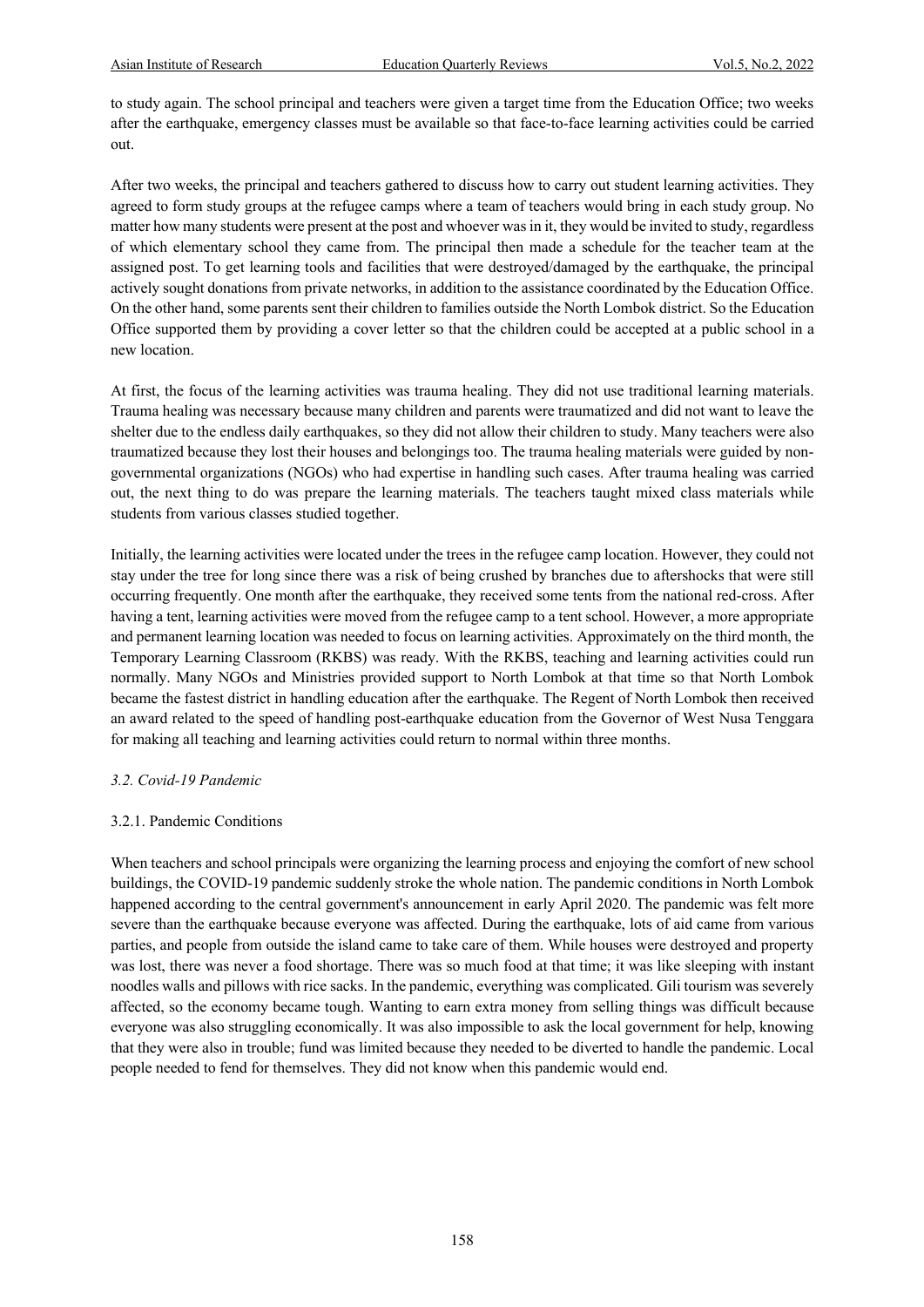to study again. The school principal and teachers were given a target time from the Education Office; two weeks after the earthquake, emergency classes must be available so that face-to-face learning activities could be carried out.

After two weeks, the principal and teachers gathered to discuss how to carry out student learning activities. They agreed to form study groups at the refugee camps where a team of teachers would bring in each study group. No matter how many students were present at the post and whoever was in it, they would be invited to study, regardless of which elementary school they came from. The principal then made a schedule for the teacher team at the assigned post. To get learning tools and facilities that were destroyed/damaged by the earthquake, the principal actively sought donations from private networks, in addition to the assistance coordinated by the Education Office. On the other hand, some parents sent their children to families outside the North Lombok district. So the Education Office supported them by providing a cover letter so that the children could be accepted at a public school in a new location.

At first, the focus of the learning activities was trauma healing. They did not use traditional learning materials. Trauma healing was necessary because many children and parents were traumatized and did not want to leave the shelter due to the endless daily earthquakes, so they did not allow their children to study. Many teachers were also traumatized because they lost their houses and belongings too. The trauma healing materials were guided by non-governmental organizations (NGOs) who had expertise in handling such cases. After trauma healing was carried out, the next thing to do was prepare the learning materials. The teachers taught mixed class materials while students from various classes studied together.

Initially, the learning activities were located under the trees in the refugee camp location. However, they could not stay under the tree for long since there was a risk of being crushed by branches due to aftershocks that were still occurring frequently. One month after the earthquake, they received some tents from the national red-cross. After having a tent, learning activities were moved from the refugee camp to a tent school. However, a more appropriate and permanent learning location was needed to focus on learning activities. Approximately on the third month, the Temporary Learning Classroom (RKBS) was ready. With the RKBS, teaching and learning activities could run normally. Many NGOs and Ministries provided support to North Lombok at that time so that North Lombok became the fastest district in handling education after the earthquake. The Regent of North Lombok then received an award related to the speed of handling post-earthquake education from the Governor of West Nusa Tenggara for making all teaching and learning activities could return to normal within three months.

### *3.2. Covid-19 Pandemic*

#### 3.2.1. Pandemic Conditions

When teachers and school principals were organizing the learning process and enjoying the comfort of new school buildings, the COVID-19 pandemic suddenly stroke the whole nation. The pandemic conditions in North Lombok happened according to the central government's announcement in early April 2020. The pandemic was felt more severe than the earthquake because everyone was affected. During the earthquake, lots of aid came from various parties, and people from outside the island came to take care of them. While houses were destroyed and property was lost, there was never a food shortage. There was so much food at that time; it was like sleeping with instant noodles walls and pillows with rice sacks. In the pandemic, everything was complicated. Gili tourism was severely affected, so the economy became tough. Wanting to earn extra money from selling things was difficult because everyone was also struggling economically. It was also impossible to ask the local government for help, knowing that they were also in trouble; fund was limited because they needed to be diverted to handle the pandemic. Local people needed to fend for themselves. They did not know when this pandemic would end.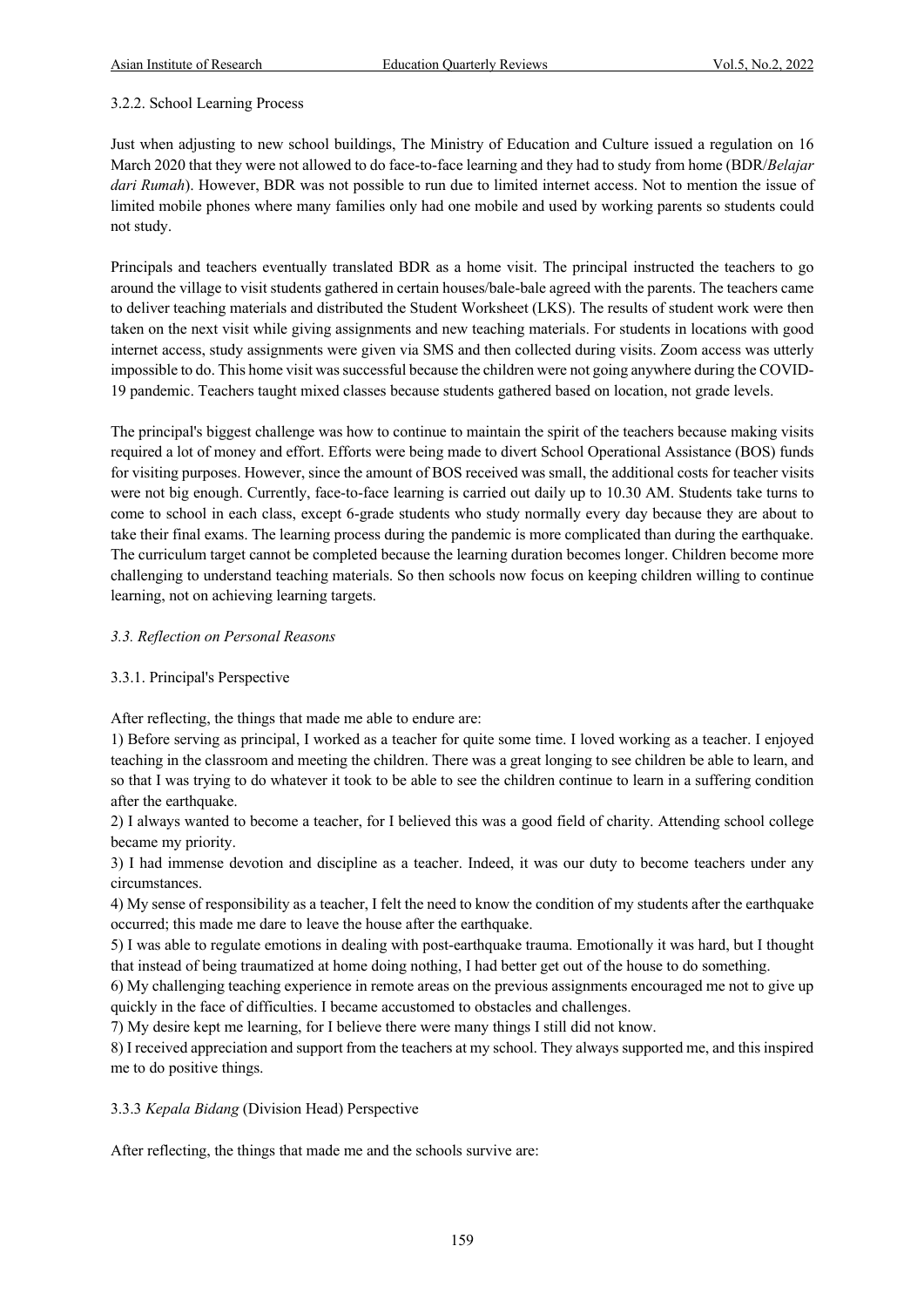#### 3.2.2. School Learning Process

Just when adjusting to new school buildings, The Ministry of Education and Culture issued a regulation on 16 March 2020 that they were not allowed to do face-to-face learning and they had to study from home (BDR/*Belajar dari Rumah*). However, BDR was not possible to run due to limited internet access. Not to mention the issue of limited mobile phones where many families only had one mobile and used by working parents so students could not study.

Principals and teachers eventually translated BDR as a home visit. The principal instructed the teachers to go around the village to visit students gathered in certain houses/bale-bale agreed with the parents. The teachers came to deliver teaching materials and distributed the Student Worksheet (LKS). The results of student work were then taken on the next visit while giving assignments and new teaching materials. For students in locations with good internet access, study assignments were given via SMS and then collected during visits. Zoom access was utterly impossible to do. This home visit was successful because the children were not going anywhere during the COVID-19 pandemic. Teachers taught mixed classes because students gathered based on location, not grade levels.

The principal's biggest challenge was how to continue to maintain the spirit of the teachers because making visits required a lot of money and effort. Efforts were being made to divert School Operational Assistance (BOS) funds for visiting purposes. However, since the amount of BOS received was small, the additional costs for teacher visits were not big enough. Currently, face-to-face learning is carried out daily up to 10.30 AM. Students take turns to come to school in each class, except 6-grade students who study normally every day because they are about to take their final exams. The learning process during the pandemic is more complicated than during the earthquake. The curriculum target cannot be completed because the learning duration becomes longer. Children become more challenging to understand teaching materials. So then schools now focus on keeping children willing to continue learning, not on achieving learning targets.

### *3.3. Reflection on Personal Reasons*

#### 3.3.1. Principal's Perspective

After reflecting, the things that made me able to endure are:

1) Before serving as principal, I worked as a teacher for quite some time. I loved working as a teacher. I enjoyed teaching in the classroom and meeting the children. There was a great longing to see children be able to learn, and so that I was trying to do whatever it took to be able to see the children continue to learn in a suffering condition after the earthquake.
2) I always wanted to become a teacher, for I believed this was a good field of charity. Attending school college became my priority.
3) I had immense devotion and discipline as a teacher. Indeed, it was our duty to become teachers under any circumstances.
4) My sense of responsibility as a teacher, I felt the need to know the condition of my students after the earthquake occurred; this made me dare to leave the house after the earthquake.
5) I was able to regulate emotions in dealing with post-earthquake trauma. Emotionally it was hard, but I thought that instead of being traumatized at home doing nothing, I had better get out of the house to do something.
6) My challenging teaching experience in remote areas on the previous assignments encouraged me not to give up quickly in the face of difficulties. I became accustomed to obstacles and challenges.
7) My desire kept me learning, for I believe there were many things I still did not know.
8) I received appreciation and support from the teachers at my school. They always supported me, and this inspired me to do positive things.

#### 3.3.3 *Kepala Bidang* (Division Head) Perspective

After reflecting, the things that made me and the schools survive are: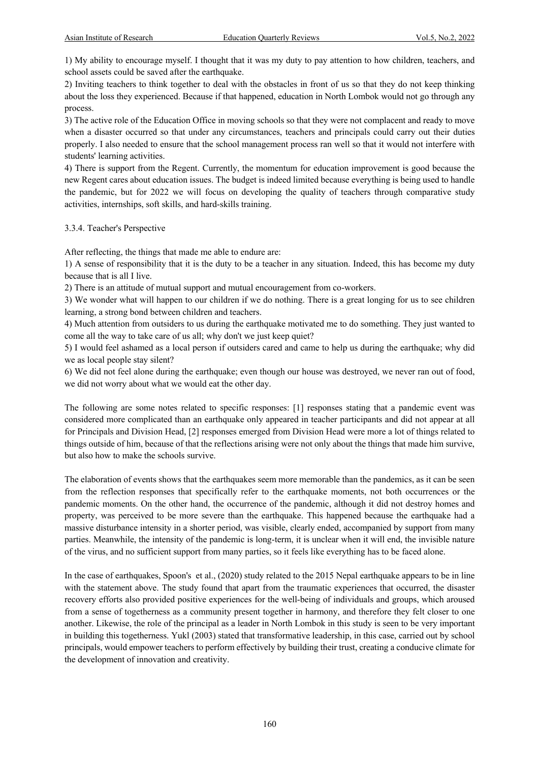1) My ability to encourage myself. I thought that it was my duty to pay attention to how children, teachers, and school assets could be saved after the earthquake.
2) Inviting teachers to think together to deal with the obstacles in front of us so that they do not keep thinking about the loss they experienced. Because if that happened, education in North Lombok would not go through any process.
3) The active role of the Education Office in moving schools so that they were not complacent and ready to move when a disaster occurred so that under any circumstances, teachers and principals could carry out their duties properly. I also needed to ensure that the school management process ran well so that it would not interfere with students' learning activities.
4) There is support from the Regent. Currently, the momentum for education improvement is good because the new Regent cares about education issues. The budget is indeed limited because everything is being used to handle the pandemic, but for 2022 we will focus on developing the quality of teachers through comparative study activities, internships, soft skills, and hard-skills training.

### 3.3.4. Teacher's Perspective

After reflecting, the things that made me able to endure are:
1) A sense of responsibility that it is the duty to be a teacher in any situation. Indeed, this has become my duty because that is all I live.
2) There is an attitude of mutual support and mutual encouragement from co-workers.
3) We wonder what will happen to our children if we do nothing. There is a great longing for us to see children learning, a strong bond between children and teachers.
4) Much attention from outsiders to us during the earthquake motivated me to do something. They just wanted to come all the way to take care of us all; why don't we just keep quiet?
5) I would feel ashamed as a local person if outsiders cared and came to help us during the earthquake; why did we as local people stay silent?
6) We did not feel alone during the earthquake; even though our house was destroyed, we never ran out of food, we did not worry about what we would eat the other day.

The following are some notes related to specific responses: [1] responses stating that a pandemic event was considered more complicated than an earthquake only appeared in teacher participants and did not appear at all for Principals and Division Head, [2] responses emerged from Division Head were more a lot of things related to things outside of him, because of that the reflections arising were not only about the things that made him survive, but also how to make the schools survive.

The elaboration of events shows that the earthquakes seem more memorable than the pandemics, as it can be seen from the reflection responses that specifically refer to the earthquake moments, not both occurrences or the pandemic moments. On the other hand, the occurrence of the pandemic, although it did not destroy homes and property, was perceived to be more severe than the earthquake. This happened because the earthquake had a massive disturbance intensity in a shorter period, was visible, clearly ended, accompanied by support from many parties. Meanwhile, the intensity of the pandemic is long-term, it is unclear when it will end, the invisible nature of the virus, and no sufficient support from many parties, so it feels like everything has to be faced alone.

In the case of earthquakes, Spoon's et al., (2020) study related to the 2015 Nepal earthquake appears to be in line with the statement above. The study found that apart from the traumatic experiences that occurred, the disaster recovery efforts also provided positive experiences for the well-being of individuals and groups, which aroused from a sense of togetherness as a community present together in harmony, and therefore they felt closer to one another. Likewise, the role of the principal as a leader in North Lombok in this study is seen to be very important in building this togetherness. Yukl (2003) stated that transformative leadership, in this case, carried out by school principals, would empower teachers to perform effectively by building their trust, creating a conducive climate for the development of innovation and creativity.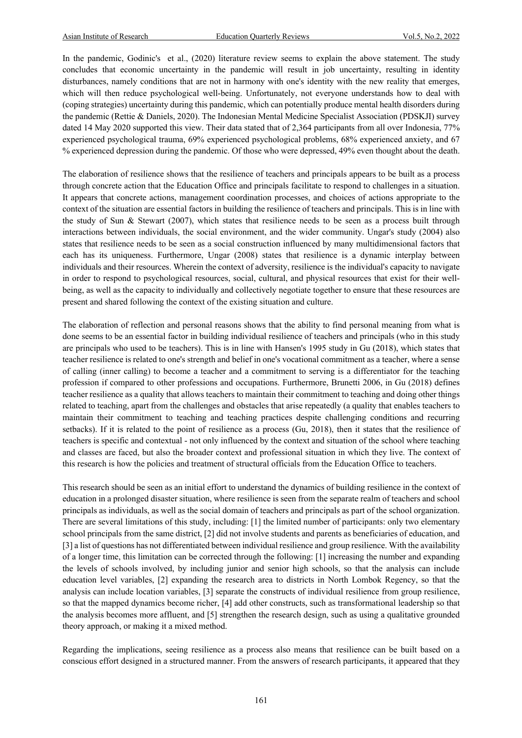In the pandemic, Godinic's et al., (2020) literature review seems to explain the above statement. The study concludes that economic uncertainty in the pandemic will result in job uncertainty, resulting in identity disturbances, namely conditions that are not in harmony with one's identity with the new reality that emerges, which will then reduce psychological well-being. Unfortunately, not everyone understands how to deal with (coping strategies) uncertainty during this pandemic, which can potentially produce mental health disorders during the pandemic (Rettie & Daniels, 2020). The Indonesian Mental Medicine Specialist Association (PDSKJI) survey dated 14 May 2020 supported this view. Their data stated that of 2,364 participants from all over Indonesia, 77% experienced psychological trauma, 69% experienced psychological problems, 68% experienced anxiety, and 67 % experienced depression during the pandemic. Of those who were depressed, 49% even thought about the death.

The elaboration of resilience shows that the resilience of teachers and principals appears to be built as a process through concrete action that the Education Office and principals facilitate to respond to challenges in a situation. It appears that concrete actions, management coordination processes, and choices of actions appropriate to the context of the situation are essential factors in building the resilience of teachers and principals. This is in line with the study of Sun & Stewart (2007), which states that resilience needs to be seen as a process built through interactions between individuals, the social environment, and the wider community. Ungar's study (2004) also states that resilience needs to be seen as a social construction influenced by many multidimensional factors that each has its uniqueness. Furthermore, Ungar (2008) states that resilience is a dynamic interplay between individuals and their resources. Wherein the context of adversity, resilience is the individual's capacity to navigate in order to respond to psychological resources, social, cultural, and physical resources that exist for their well-being, as well as the capacity to individually and collectively negotiate together to ensure that these resources are present and shared following the context of the existing situation and culture.

The elaboration of reflection and personal reasons shows that the ability to find personal meaning from what is done seems to be an essential factor in building individual resilience of teachers and principals (who in this study are principals who used to be teachers). This is in line with Hansen's 1995 study in Gu (2018), which states that teacher resilience is related to one's strength and belief in one's vocational commitment as a teacher, where a sense of calling (inner calling) to become a teacher and a commitment to serving is a differentiator for the teaching profession if compared to other professions and occupations. Furthermore, Brunetti 2006, in Gu (2018) defines teacher resilience as a quality that allows teachers to maintain their commitment to teaching and doing other things related to teaching, apart from the challenges and obstacles that arise repeatedly (a quality that enables teachers to maintain their commitment to teaching and teaching practices despite challenging conditions and recurring setbacks). If it is related to the point of resilience as a process (Gu, 2018), then it states that the resilience of teachers is specific and contextual - not only influenced by the context and situation of the school where teaching and classes are faced, but also the broader context and professional situation in which they live. The context of this research is how the policies and treatment of structural officials from the Education Office to teachers.

This research should be seen as an initial effort to understand the dynamics of building resilience in the context of education in a prolonged disaster situation, where resilience is seen from the separate realm of teachers and school principals as individuals, as well as the social domain of teachers and principals as part of the school organization. There are several limitations of this study, including: [1] the limited number of participants: only two elementary school principals from the same district, [2] did not involve students and parents as beneficiaries of education, and [3] a list of questions has not differentiated between individual resilience and group resilience. With the availability of a longer time, this limitation can be corrected through the following: [1] increasing the number and expanding the levels of schools involved, by including junior and senior high schools, so that the analysis can include education level variables, [2] expanding the research area to districts in North Lombok Regency, so that the analysis can include location variables, [3] separate the constructs of individual resilience from group resilience, so that the mapped dynamics become richer, [4] add other constructs, such as transformational leadership so that the analysis becomes more affluent, and [5] strengthen the research design, such as using a qualitative grounded theory approach, or making it a mixed method.

Regarding the implications, seeing resilience as a process also means that resilience can be built based on a conscious effort designed in a structured manner. From the answers of research participants, it appeared that they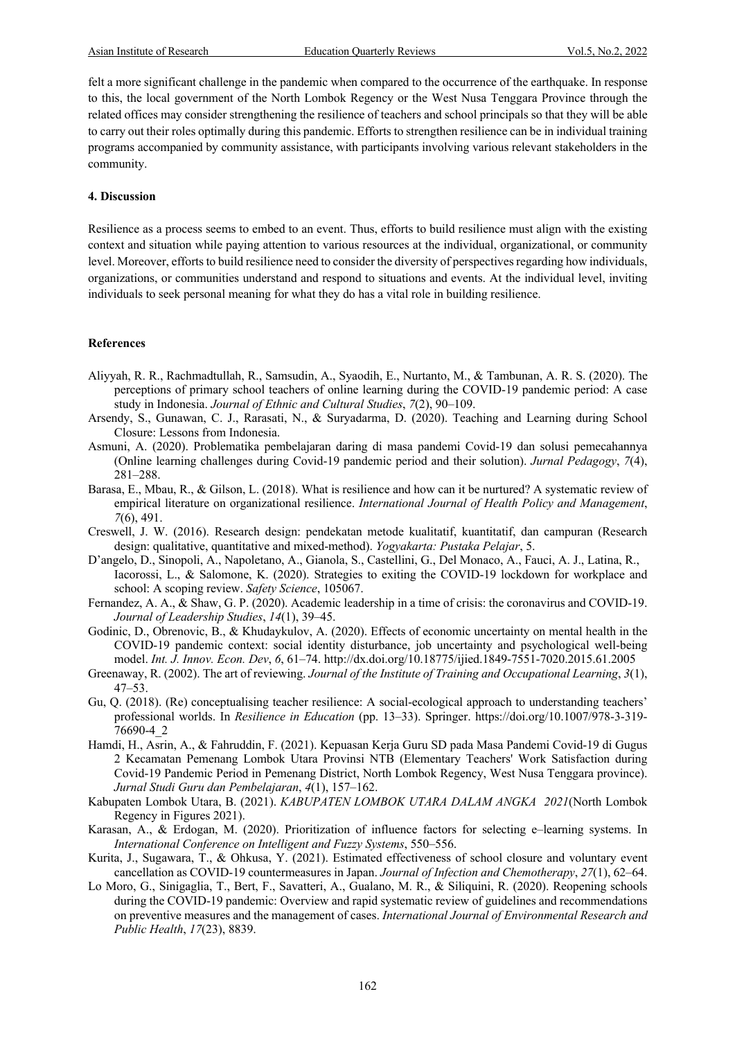felt a more significant challenge in the pandemic when compared to the occurrence of the earthquake. In response to this, the local government of the North Lombok Regency or the West Nusa Tenggara Province through the related offices may consider strengthening the resilience of teachers and school principals so that they will be able to carry out their roles optimally during this pandemic. Efforts to strengthen resilience can be in individual training programs accompanied by community assistance, with participants involving various relevant stakeholders in the community.

## 4. Discussion

Resilience as a process seems to embed to an event. Thus, efforts to build resilience must align with the existing context and situation while paying attention to various resources at the individual, organizational, or community level. Moreover, efforts to build resilience need to consider the diversity of perspectives regarding how individuals, organizations, or communities understand and respond to situations and events. At the individual level, inviting individuals to seek personal meaning for what they do has a vital role in building resilience.

## References

Aliyyah, R. R., Rachmadtullah, R., Samsudin, A., Syaodih, E., Nurtanto, M., & Tambunan, A. R. S. (2020). The perceptions of primary school teachers of online learning during the COVID-19 pandemic period: A case study in Indonesia. *Journal of Ethnic and Cultural Studies*, *7*(2), 90–109.

Arsendy, S., Gunawan, C. J., Rarasati, N., & Suryadarma, D. (2020). Teaching and Learning during School Closure: Lessons from Indonesia.

Asmuni, A. (2020). Problematika pembelajaran daring di masa pandemi Covid-19 dan solusi pemecahannya (Online learning challenges during Covid-19 pandemic period and their solution). *Jurnal Pedagogy*, *7*(4), 281–288.

Barasa, E., Mbau, R., & Gilson, L. (2018). What is resilience and how can it be nurtured? A systematic review of empirical literature on organizational resilience. *International Journal of Health Policy and Management*, *7*(6), 491.

Creswell, J. W. (2016). Research design: pendekatan metode kualitatif, kuantitatif, dan campuran (Research design: qualitative, quantitative and mixed-method). *Yogyakarta: Pustaka Pelajar*, 5.

D'angelo, D., Sinopoli, A., Napoletano, A., Gianola, S., Castellini, G., Del Monaco, A., Fauci, A. J., Latina, R., Iacorossi, L., & Salomone, K. (2020). Strategies to exiting the COVID-19 lockdown for workplace and school: A scoping review. *Safety Science*, 105067.

Fernandez, A. A., & Shaw, G. P. (2020). Academic leadership in a time of crisis: the coronavirus and COVID-19. *Journal of Leadership Studies*, *14*(1), 39–45.

Godinic, D., Obrenovic, B., & Khudaykulov, A. (2020). Effects of economic uncertainty on mental health in the COVID-19 pandemic context: social identity disturbance, job uncertainty and psychological well-being model. *Int. J. Innov. Econ. Dev*, *6*, 61–74. http://dx.doi.org/10.18775/ijied.1849-7551-7020.2015.61.2005

Greenaway, R. (2002). The art of reviewing. *Journal of the Institute of Training and Occupational Learning*, *3*(1), 47–53.

Gu, Q. (2018). (Re) conceptualising teacher resilience: A social-ecological approach to understanding teachers' professional worlds. In *Resilience in Education* (pp. 13–33). Springer. https://doi.org/10.1007/978-3-319-76690-4_2

Hamdi, H., Asrin, A., & Fahruddin, F. (2021). Kepuasan Kerja Guru SD pada Masa Pandemi Covid-19 di Gugus 2 Kecamatan Pemenang Lombok Utara Provinsi NTB (Elementary Teachers' Work Satisfaction during Covid-19 Pandemic Period in Pemenang District, North Lombok Regency, West Nusa Tenggara province). *Jurnal Studi Guru dan Pembelajaran*, *4*(1), 157–162.

Kabupaten Lombok Utara, B. (2021). *KABUPATEN LOMBOK UTARA DALAM ANGKA 2021*(North Lombok Regency in Figures 2021).

Karasan, A., & Erdogan, M. (2020). Prioritization of influence factors for selecting e–learning systems. In *International Conference on Intelligent and Fuzzy Systems*, 550–556.

Kurita, J., Sugawara, T., & Ohkusa, Y. (2021). Estimated effectiveness of school closure and voluntary event cancellation as COVID-19 countermeasures in Japan. *Journal of Infection and Chemotherapy*, *27*(1), 62–64.

Lo Moro, G., Sinigaglia, T., Bert, F., Savatteri, A., Gualano, M. R., & Siliquini, R. (2020). Reopening schools during the COVID-19 pandemic: Overview and rapid systematic review of guidelines and recommendations on preventive measures and the management of cases. *International Journal of Environmental Research and Public Health*, *17*(23), 8839.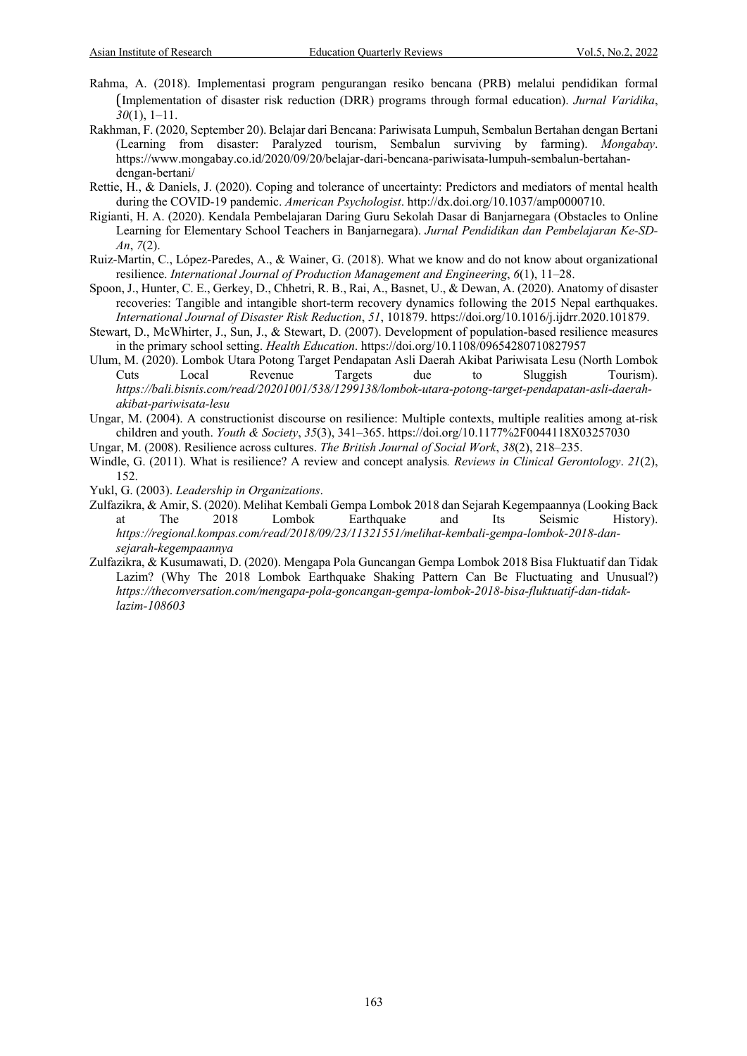Rahma, A. (2018). Implementasi program pengurangan resiko bencana (PRB) melalui pendidikan formal (Implementation of disaster risk reduction (DRR) programs through formal education). *Jurnal Varidika*, *30*(1), 1–11.

Rakhman, F. (2020, September 20). Belajar dari Bencana: Pariwisata Lumpuh, Sembalun Bertahan dengan Bertani (Learning from disaster: Paralyzed tourism, Sembalun surviving by farming). *Mongabay*. https://www.mongabay.co.id/2020/09/20/belajar-dari-bencana-pariwisata-lumpuh-sembalun-bertahan-dengan-bertani/

Rettie, H., & Daniels, J. (2020). Coping and tolerance of uncertainty: Predictors and mediators of mental health during the COVID-19 pandemic. *American Psychologist*. http://dx.doi.org/10.1037/amp0000710.

Rigianti, H. A. (2020). Kendala Pembelajaran Daring Guru Sekolah Dasar di Banjarnegara (Obstacles to Online Learning for Elementary School Teachers in Banjarnegara). *Jurnal Pendidikan dan Pembelajaran Ke-SD-An*, *7*(2).

Ruiz-Martin, C., López-Paredes, A., & Wainer, G. (2018). What we know and do not know about organizational resilience. *International Journal of Production Management and Engineering*, *6*(1), 11–28.

Spoon, J., Hunter, C. E., Gerkey, D., Chhetri, R. B., Rai, A., Basnet, U., & Dewan, A. (2020). Anatomy of disaster recoveries: Tangible and intangible short-term recovery dynamics following the 2015 Nepal earthquakes. *International Journal of Disaster Risk Reduction*, *51*, 101879. https://doi.org/10.1016/j.ijdrr.2020.101879.

Stewart, D., McWhirter, J., Sun, J., & Stewart, D. (2007). Development of population-based resilience measures in the primary school setting. *Health Education*. https://doi.org/10.1108/09654280710827957

Ulum, M. (2020). Lombok Utara Potong Target Pendapatan Asli Daerah Akibat Pariwisata Lesu (North Lombok Cuts Local Revenue Targets due to Sluggish Tourism). *https://bali.bisnis.com/read/20201001/538/1299138/lombok-utara-potong-target-pendapatan-asli-daerah-akibat-pariwisata-lesu*

Ungar, M. (2004). A constructionist discourse on resilience: Multiple contexts, multiple realities among at-risk children and youth. *Youth & Society*, *35*(3), 341–365. https://doi.org/10.1177%2F0044118X03257030

Ungar, M. (2008). Resilience across cultures. *The British Journal of Social Work*, *38*(2), 218–235.

Windle, G. (2011). What is resilience? A review and concept analysis*. Reviews in Clinical Gerontology*. *21*(2), 152.

Yukl, G. (2003). *Leadership in Organizations*.

Zulfazikra, & Amir, S. (2020). Melihat Kembali Gempa Lombok 2018 dan Sejarah Kegempaannya (Looking Back at The 2018 Lombok Earthquake and Its Seismic History). *https://regional.kompas.com/read/2018/09/23/11321551/melihat-kembali-gempa-lombok-2018-dan-sejarah-kegempaannya*

Zulfazikra, & Kusumawati, D. (2020). Mengapa Pola Guncangan Gempa Lombok 2018 Bisa Fluktuatif dan Tidak Lazim? (Why The 2018 Lombok Earthquake Shaking Pattern Can Be Fluctuating and Unusual?) *https://theconversation.com/mengapa-pola-goncangan-gempa-lombok-2018-bisa-fluktuatif-dan-tidak-lazim-108603*